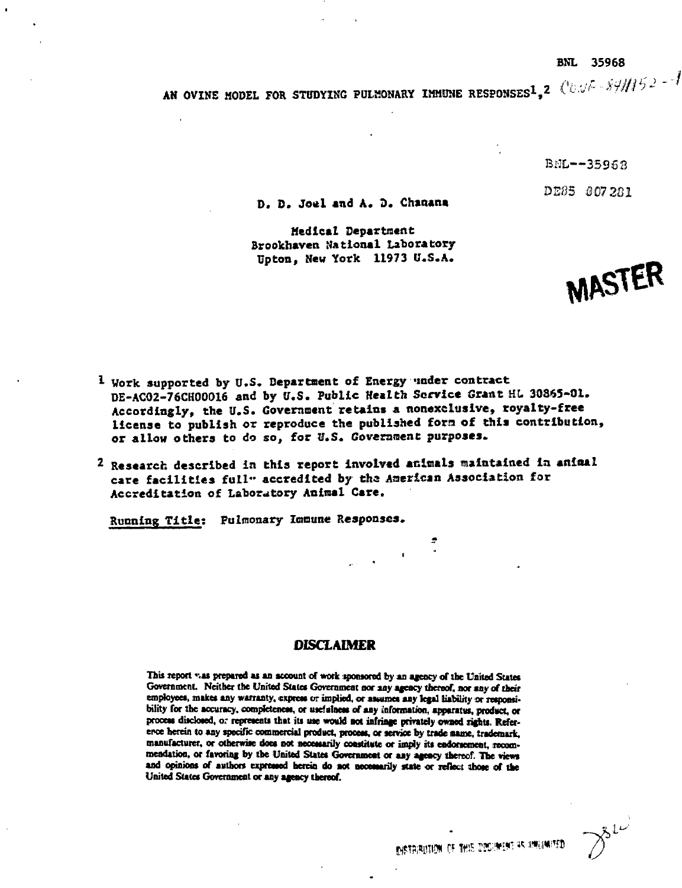BNL 35968

# AN OVINE MODEL FOR STUDYING PULMONARY IMMUNE RESPONSES[1,2] CONF-841152--1

BNL--35968

DE85 007281

D. D. Joel and A. D. Chanana

Medical Department
Brookhaven National Laboratory
Upton, New York 11973 U.S.A.

MASTER

[1] Work supported by U.S. Department of Energy under contract DE-AC02-76CH00016 and by U.S. Public Health Service Grant HL 30865-01. Accordingly, the U.S. Government retains a nonexclusive, royalty-free license to publish or reproduce the published form of this contribution, or allow others to do so, for U.S. Government purposes.

[2] Research described in this report involved animals maintained in animal care facilities fully accredited by the American Association for Accreditation of Laboratory Animal Care.

Running Title: Pulmonary Immune Responses.

## DISCLAIMER

This report was prepared as an account of work sponsored by an agency of the United States Government. Neither the United States Government nor any agency thereof, nor any of their employees, makes any warranty, express or implied, or assumes any legal liability or responsibility for the accuracy, completeness, or usefulness of any information, apparatus, product, or process disclosed, or represents that its use would not infringe privately owned rights. Reference herein to any specific commercial product, process, or service by trade name, trademark, manufacturer, or otherwise does not necessarily constitute or imply its endorsement, recommendation, or favoring by the United States Government or any agency thereof. The views and opinions of authors expressed herein do not necessarily state or reflect those of the United States Government or any agency thereof.

DISTRIBUTION OF THIS DOCUMENT IS UNLIMITED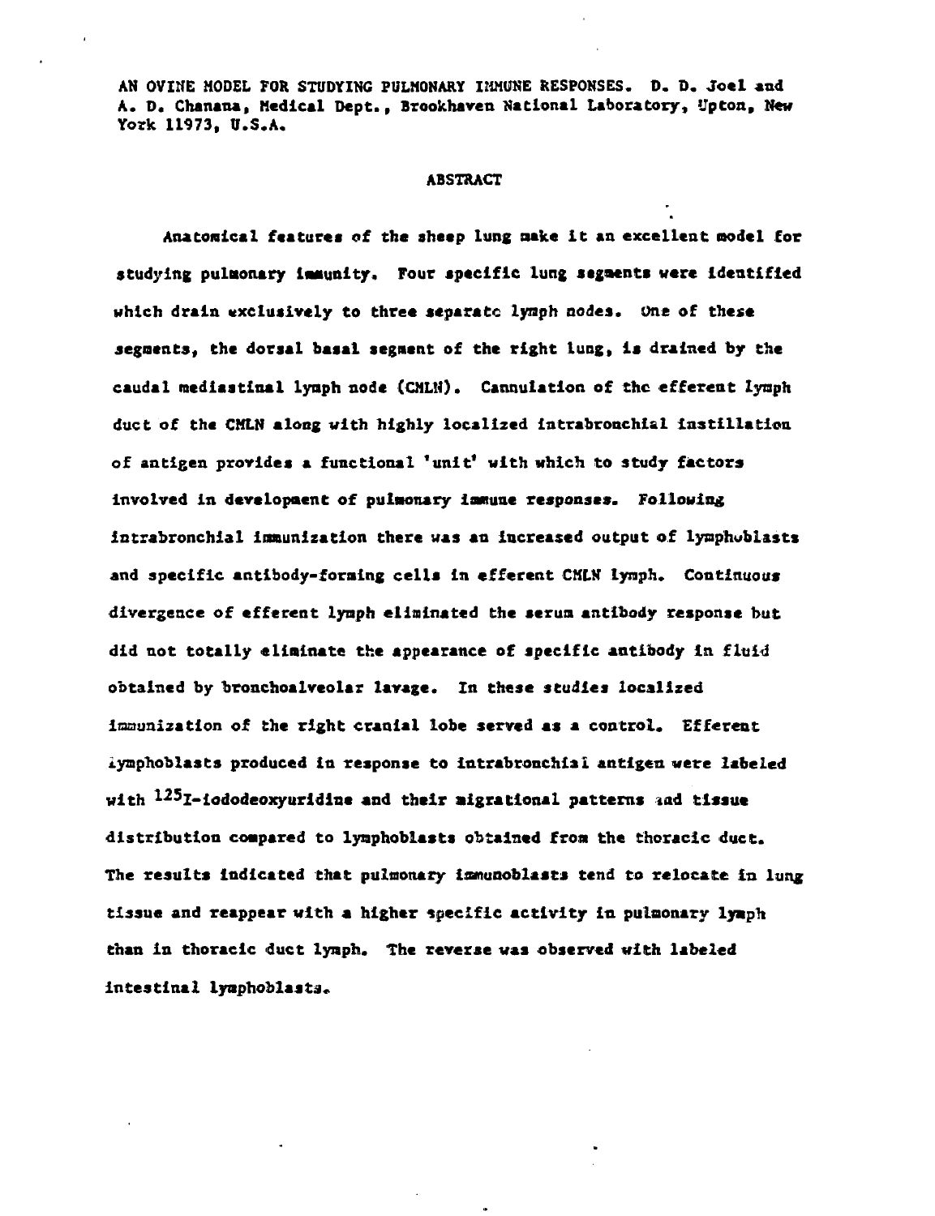AN OVINE MODEL FOR STUDYING PULMONARY IMMUNE RESPONSES. D. D. Joel and A. D. Chanana, Medical Dept., Brookhaven National Laboratory, Upton, New York 11973, U.S.A.

## ABSTRACT

Anatomical features of the sheep lung make it an excellent model for studying pulmonary immunity. Four specific lung segments were identified which drain exclusively to three separate lymph nodes. One of these segments, the dorsal basal segment of the right lung, is drained by the caudal mediastinal lymph node (CMLN). Cannulation of the efferent lymph duct of the CMLN along with highly localized intrabronchial instillation of antigen provides a functional 'unit' with which to study factors involved in development of pulmonary immune responses. Following intrabronchial immunization there was an increased output of lymphoblasts and specific antibody-forming cells in efferent CMLN lymph. Continuous divergence of efferent lymph eliminated the serum antibody response but did not totally eliminate the appearance of specific antibody in fluid obtained by bronchoalveolar lavage. In these studies localized immunization of the right cranial lobe served as a control. Efferent lymphoblasts produced in response to intrabronchial antigen were labeled with $^{125}$I-iododeoxyuridine and their migrational patterns and tissue distribution compared to lymphoblasts obtained from the thoracic duct. The results indicated that pulmonary immunoblasts tend to relocate in lung tissue and reappear with a higher specific activity in pulmonary lymph than in thoracic duct lymph. The reverse was observed with labeled intestinal lymphoblasts.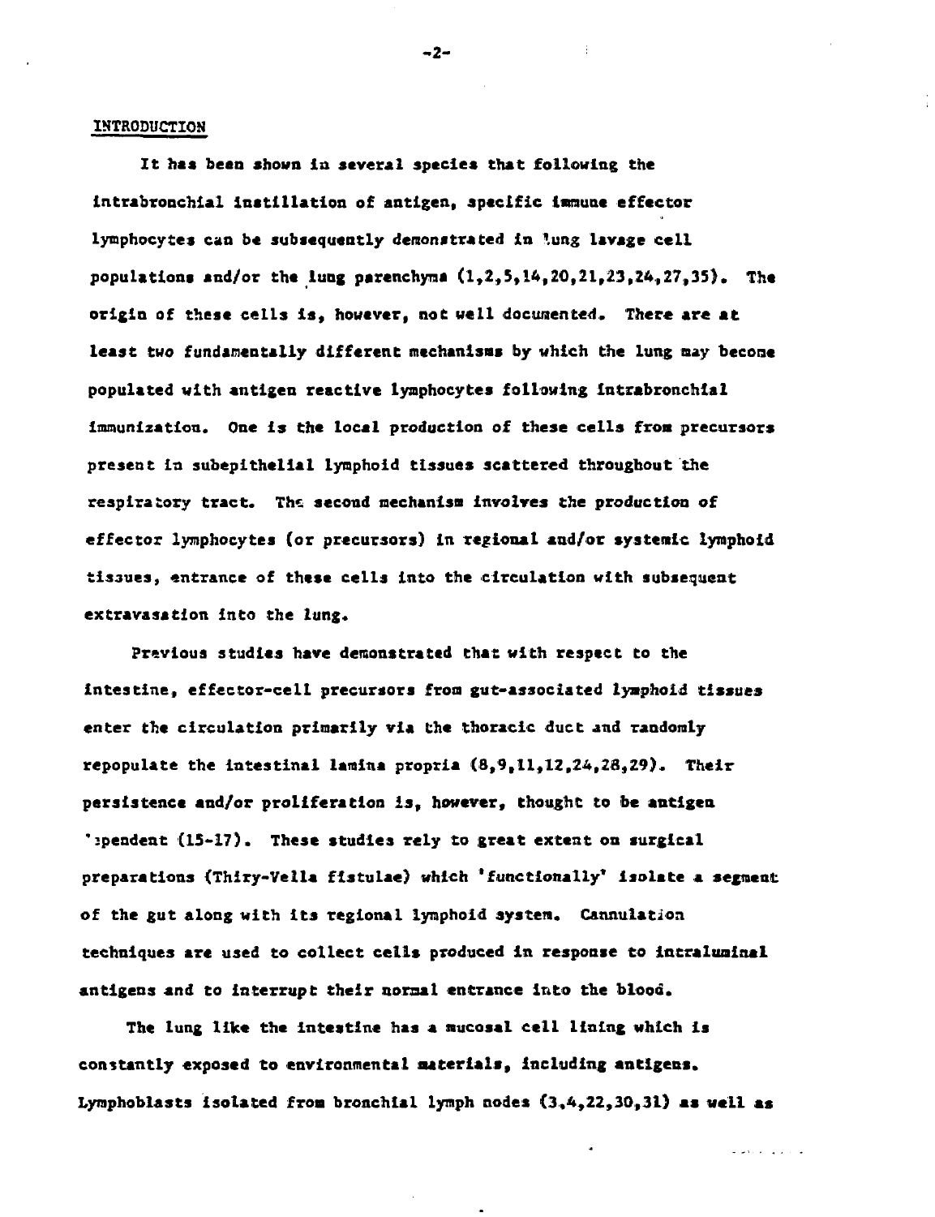## INTRODUCTION

It has been shown in several species that following the intrabronchial instillation of antigen, specific immune effector lymphocytes can be subsequently demonstrated in lung lavage cell populations and/or the lung parenchyma (1,2,5,14,20,21,23,24,27,35). The origin of these cells is, however, not well documented. There are at least two fundamentally different mechanisms by which the lung may become populated with antigen reactive lymphocytes following intrabronchial immunization. One is the local production of these cells from precursors present in subepithelial lymphoid tissues scattered throughout the respiratory tract. The second mechanism involves the production of effector lymphocytes (or precursors) in regional and/or systemic lymphoid tissues, entrance of these cells into the circulation with subsequent extravasation into the lung.

Previous studies have demonstrated that with respect to the intestine, effector-cell precursors from gut-associated lymphoid tissues enter the circulation primarily via the thoracic duct and randomly repopulate the intestinal lamina propria (8,9,11,12,24,28,29). Their persistence and/or proliferation is, however, thought to be antigen dependent (15-17). These studies rely to great extent on surgical preparations (Thiry-Vella fistulae) which 'functionally' isolate a segment of the gut along with its regional lymphoid system. Cannulation techniques are used to collect cells produced in response to intraluminal antigens and to interrupt their normal entrance into the blood.

The lung like the intestine has a mucosal cell lining which is constantly exposed to environmental materials, including antigens. Lymphoblasts isolated from bronchial lymph nodes (3,4,22,30,31) as well as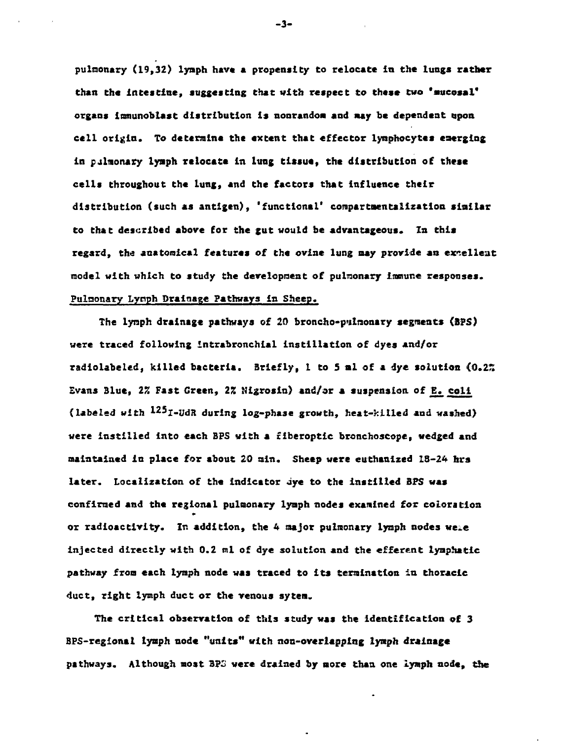pulmonary (19,32) lymph have a propensity to relocate in the lungs rather than the intestine, suggesting that with respect to these two 'mucosal' organs immunoblast distribution is nonrandom and may be dependent upon cell origin. To determine the extent that effector lymphocytes emerging in pulmonary lymph relocate in lung tissue, the distribution of these cells throughout the lung, and the factors that influence their distribution (such as antigen), 'functional' compartmentalization similar to that described above for the gut would be advantageous. In this regard, the anatomical features of the ovine lung may provide an excellent model with which to study the development of pulmonary immune responses.

## Pulmonary Lymph Drainage Pathways in Sheep.

The lymph drainage pathways of 20 broncho-pulmonary segments (BPS) were traced following intrabronchial instillation of dyes and/or radiolabeled, killed bacteria. Briefly, 1 to 5 ml of a dye solution (0.2% Evans Blue, 2% Fast Green, 2% Nigrosin) and/or a suspension of E. coli (labeled with $^{125}$I-UdR during log-phase growth, heat-killed and washed) were instilled into each BPS with a fiberoptic bronchoscope, wedged and maintained in place for about 20 min. Sheep were euthanized 18-24 hrs later. Localization of the indicator dye to the instilled BPS was confirmed and the regional pulmonary lymph nodes examined for coloration or radioactivity. In addition, the 4 major pulmonary lymph nodes were injected directly with 0.2 ml of dye solution and the efferent lymphatic pathway from each lymph node was traced to its termination in thoracic duct, right lymph duct or the venous sytem.

The critical observation of this study was the identification of 3 BPS-regional lymph node "units" with non-overlapping lymph drainage pathways. Although most BPS were drained by more than one lymph node, the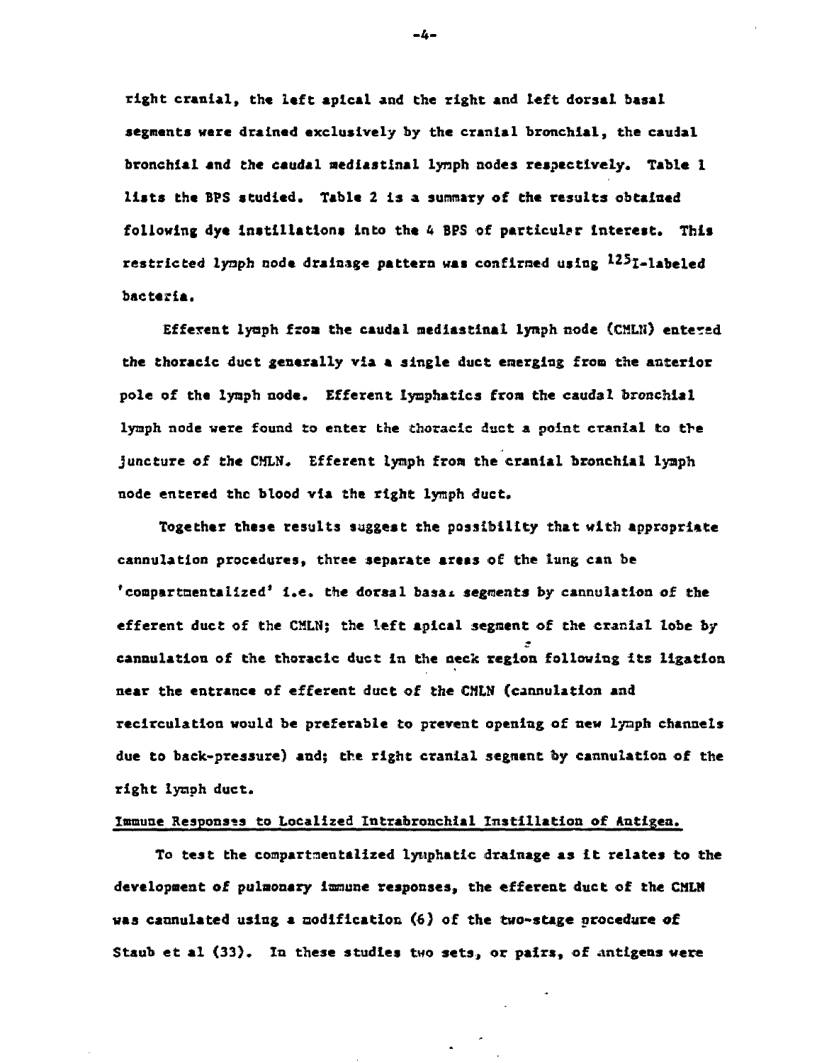right cranial, the left apical and the right and left dorsal basal segments were drained exclusively by the cranial bronchial, the caudal bronchial and the caudal mediastinal lymph nodes respectively. Table 1 lists the BPS studied. Table 2 is a summary of the results obtained following dye instillations into the 4 BPS of particular interest. This restricted lymph node drainage pattern was confirmed using $^{125}$I-labeled bacteria.

Efferent lymph from the caudal mediastinal lymph node (CMLN) entered the thoracic duct generally via a single duct emerging from the anterior pole of the lymph node. Efferent lymphatics from the caudal bronchial lymph node were found to enter the thoracic duct a point cranial to the juncture of the CMLN. Efferent lymph from the cranial bronchial lymph node entered the blood via the right lymph duct.

Together these results suggest the possibility that with appropriate cannulation procedures, three separate areas of the lung can be 'compartmentalized' i.e. the dorsal basal segments by cannulation of the efferent duct of the CMLN; the left apical segment of the cranial lobe by cannulation of the thoracic duct in the neck region following its ligation near the entrance of efferent duct of the CMLN (cannulation and recirculation would be preferable to prevent opening of new lymph channels due to back-pressure) and; the right cranial segment by cannulation of the right lymph duct.

## Immune Responses to Localized Intrabronchial Instillation of Antigen.

To test the compartmentalized lymphatic drainage as it relates to the development of pulmonary immune responses, the efferent duct of the CMLN was cannulated using a modification (6) of the two-stage procedure of Staub et al (33). In these studies two sets, or pairs, of antigens were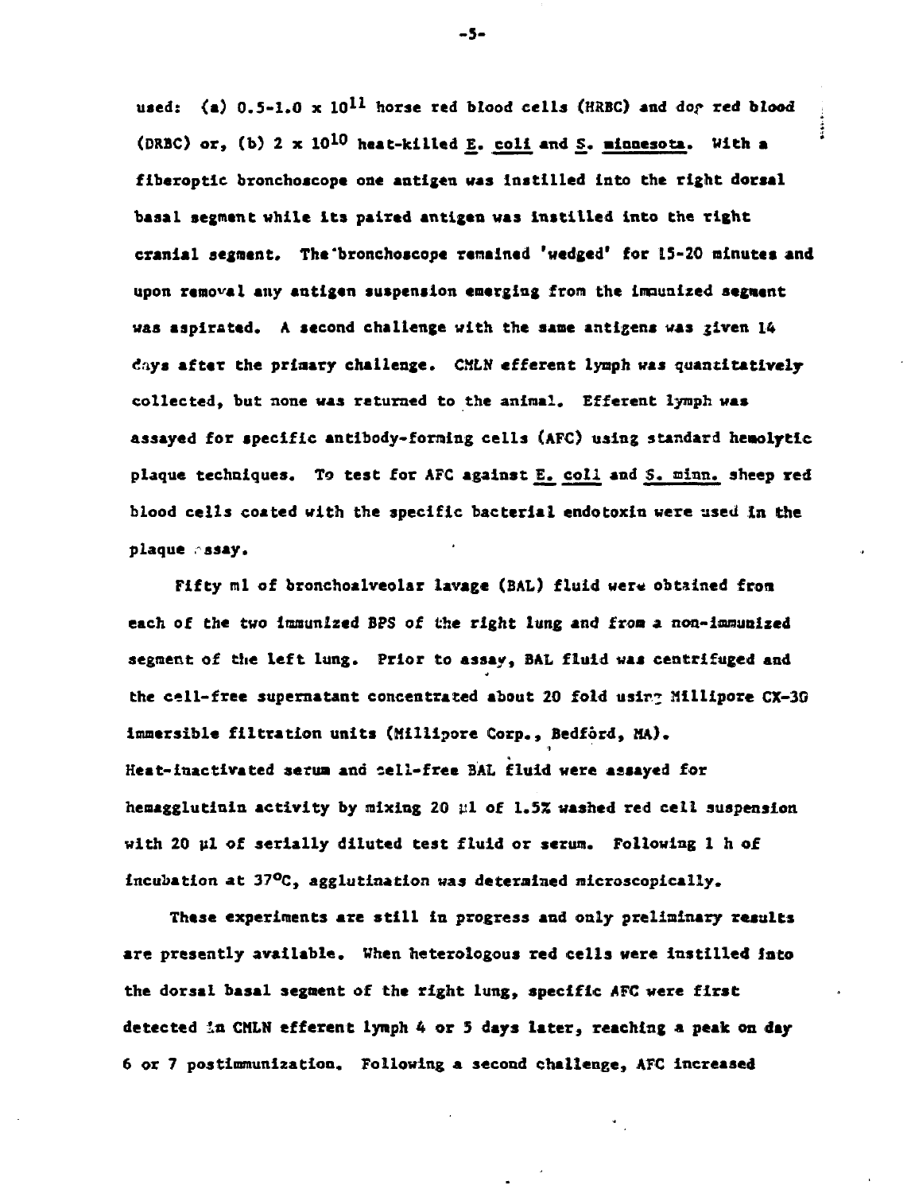used: (a) 0.5-1.0 x $10^{11}$ horse red blood cells (HRBC) and dog red blood (DRBC) or, (b) 2 x $10^{10}$ heat-killed E. coli and S. minnesota. With a fiberoptic bronchoscope one antigen was instilled into the right dorsal basal segment while its paired antigen was instilled into the right cranial segment. The bronchoscope remained 'wedged' for 15-20 minutes and upon removal any antigen suspension emerging from the immunized segment was aspirated. A second challenge with the same antigens was given 14 days after the primary challenge. CMLN efferent lymph was quantitatively collected, but none was returned to the animal. Efferent lymph was assayed for specific antibody-forming cells (AFC) using standard hemolytic plaque techniques. To test for AFC against E. coli and S. minn. sheep red blood cells coated with the specific bacterial endotoxin were used in the plaque assay.

Fifty ml of bronchoalveolar lavage (BAL) fluid were obtained from each of the two immunized BPS of the right lung and from a non-immunized segment of the left lung. Prior to assay, BAL fluid was centrifuged and the cell-free supernatant concentrated about 20 fold using Millipore CX-30 immersible filtration units (Millipore Corp., Bedford, MA). Heat-inactivated serum and cell-free BAL fluid were assayed for hemagglutinin activity by mixing 20 µl of 1.5% washed red cell suspension with 20 µl of serially diluted test fluid or serum. Following 1 h of incubation at 37°C, agglutination was determined microscopically.

These experiments are still in progress and only preliminary results are presently available. When heterologous red cells were instilled into the dorsal basal segment of the right lung, specific AFC were first detected in CMLN efferent lymph 4 or 5 days later, reaching a peak on day 6 or 7 postimmunization. Following a second challenge, AFC increased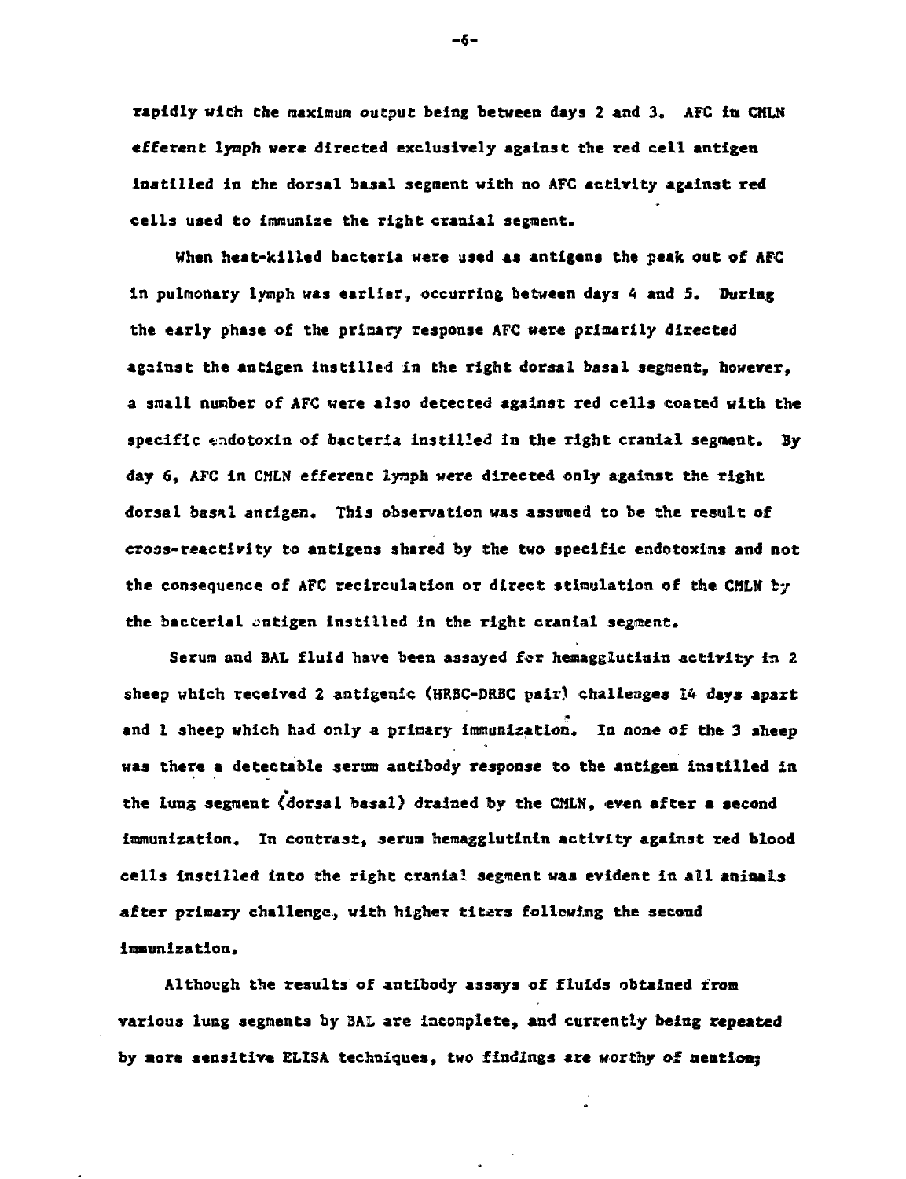rapidly with the maximum output being between days 2 and 3. AFC in CMLN efferent lymph were directed exclusively against the red cell antigen instilled in the dorsal basal segment with no AFC activity against red cells used to immunize the right cranial segment.

When heat-killed bacteria were used as antigens the peak out of AFC in pulmonary lymph was earlier, occurring between days 4 and 5. During the early phase of the primary response AFC were primarily directed against the antigen instilled in the right dorsal basal segment, however, a small number of AFC were also detected against red cells coated with the specific endotoxin of bacteria instilled in the right cranial segment. By day 6, AFC in CMLN efferent lymph were directed only against the right dorsal basal antigen. This observation was assumed to be the result of cross-reactivity to antigens shared by the two specific endotoxins and not the consequence of AFC recirculation or direct stimulation of the CMLN by the bacterial antigen instilled in the right cranial segment.

Serum and BAL fluid have been assayed for hemagglutinin activity in 2 sheep which received 2 antigenic (HRBC-DRBC pair) challenges 14 days apart and 1 sheep which had only a primary immunization. In none of the 3 sheep was there a detectable serum antibody response to the antigen instilled in the lung segment (dorsal basal) drained by the CMLN, even after a second immunization. In contrast, serum hemagglutinin activity against red blood cells instilled into the right cranial segment was evident in all animals after primary challenge, with higher titers following the second immunization.

Although the results of antibody assays of fluids obtained from various lung segments by BAL are incomplete, and currently being repeated by more sensitive ELISA techniques, two findings are worthy of mention;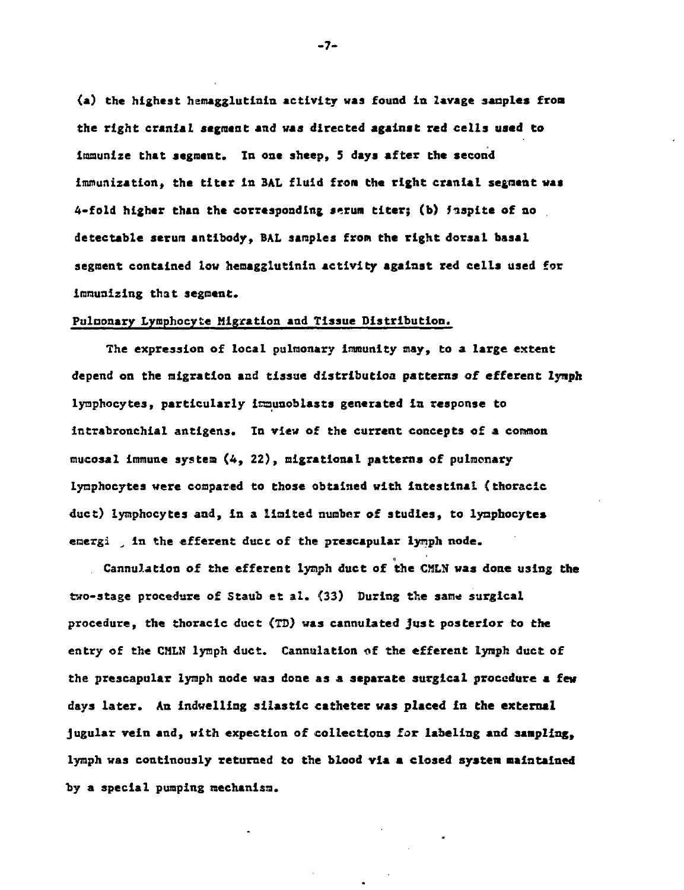(a) the highest hemagglutinin activity was found in lavage samples from the right cranial segment and was directed against red cells used to immunize that segment. In one sheep, 5 days after the second immunization, the titer in BAL fluid from the right cranial segment was 4-fold higher than the corresponding serum titer; (b) inspite of no detectable serum antibody, BAL samples from the right dorsal basal segment contained low hemagglutinin activity against red cells used for immunizing that segment.

Pulmonary Lymphocyte Migration and Tissue Distribution.

The expression of local pulmonary immunity may, to a large extent depend on the migration and tissue distribution patterns of efferent lymph lymphocytes, particularly immunoblasts generated in response to intrabronchial antigens. In view of the current concepts of a common mucosal immune system (4, 22), migrational patterns of pulmonary lymphocytes were compared to those obtained with intestinal (thoracic duct) lymphocytes and, in a limited number of studies, to lymphocytes emergi in the efferent duct of the prescapular lymph node.

Cannulation of the efferent lymph duct of the CMLN was done using the two-stage procedure of Staub et al. (33) During the same surgical procedure, the thoracic duct (TD) was cannulated just posterior to the entry of the CMLN lymph duct. Cannulation of the efferent lymph duct of the prescapular lymph node was done as a separate surgical procedure a few days later. An indwelling silastic catheter was placed in the external jugular vein and, with expection of collections for labeling and sampling, lymph was continously returned to the blood via a closed system maintained by a special pumping mechanism.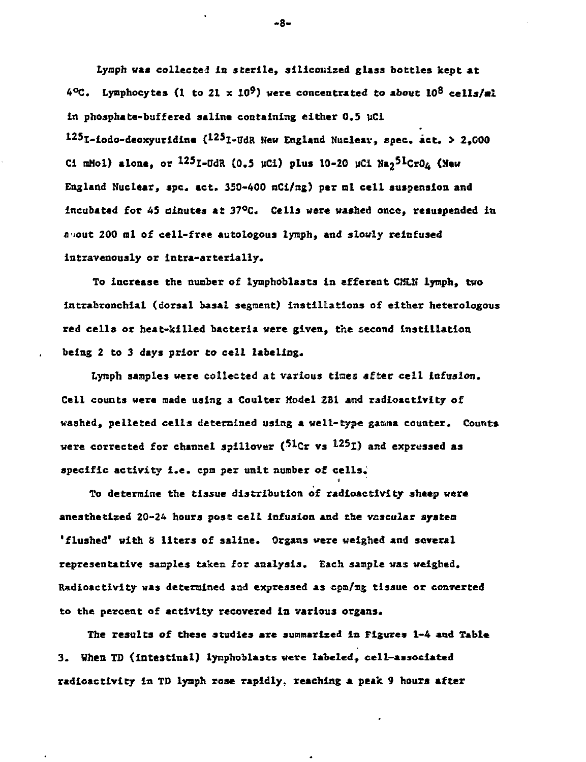Lymph was collected in sterile, siliconized glass bottles kept at 4°C. Lymphocytes (1 to 21 x $10^9$) were concentrated to about $10^8$ cells/ml in phosphate-buffered saline containing either 0.5 µCi $^{125}$I-iodo-deoxyuridine ($^{125}$I-UdR New England Nuclear, spec. act. > 2,000 Ci mMol) alone, or $^{125}$I-UdR (0.5 µCi) plus 10-20 µCi $Na_2{}^{51}CrO_4$ (New England Nuclear, spc. act. 350-400 mCi/mg) per ml cell suspension and incubated for 45 minutes at 37°C. Cells were washed once, resuspended in about 200 ml of cell-free autologous lymph, and slowly reinfused intravenously or intra-arterially.

To increase the number of lymphoblasts in efferent CMLN lymph, two intrabronchial (dorsal basal segment) instillations of either heterologous red cells or heat-killed bacteria were given, the second instillation being 2 to 3 days prior to cell labeling.

Lymph samples were collected at various times after cell infusion. Cell counts were made using a Coulter Model ZBI and radioactivity of washed, pelleted cells determined using a well-type gamma counter. Counts were corrected for channel spillover ($^{51}$Cr vs $^{125}$I) and expressed as specific activity i.e. cpm per unit number of cells.

To determine the tissue distribution of radioactivity sheep were anesthetized 20-24 hours post cell infusion and the vascular system 'flushed' with 8 liters of saline. Organs were weighed and several representative samples taken for analysis. Each sample was weighed. Radioactivity was determined and expressed as cpm/mg tissue or converted to the percent of activity recovered in various organs.

The results of these studies are summarized in Figures 1-4 and Table 3. When TD (intestinal) lymphoblasts were labeled, cell-associated radioactivity in TD lymph rose rapidly, reaching a peak 9 hours after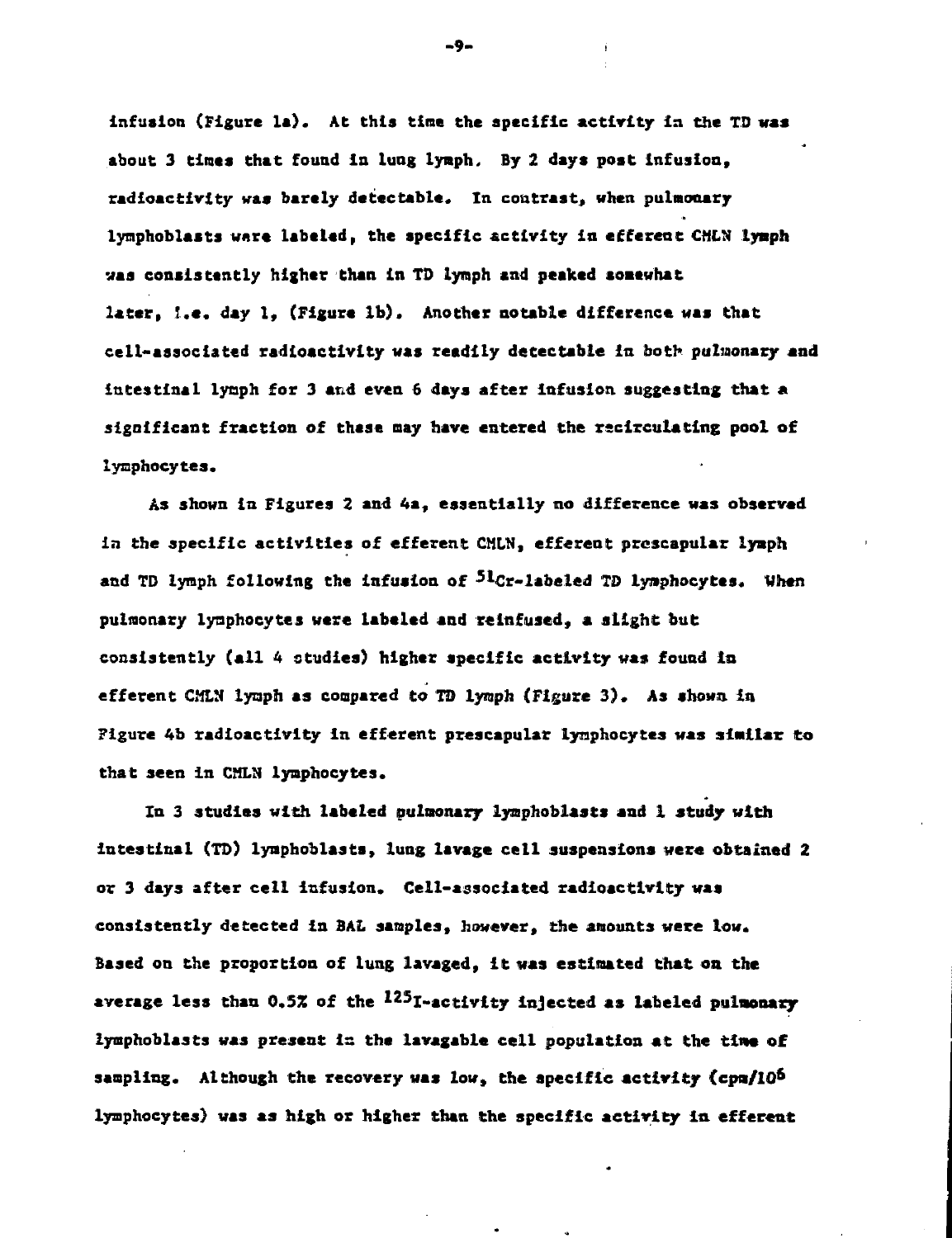infusion (Figure 1a). At this time the specific activity in the TD was about 3 times that found in lung lymph. By 2 days post infusion, radioactivity was barely detectable. In contrast, when pulmonary lymphoblasts were labeled, the specific activity in efferent CMLN lymph was consistently higher than in TD lymph and peaked somewhat later, i.e. day 1, (Figure 1b). Another notable difference was that cell-associated radioactivity was readily detectable in both pulmonary and intestinal lymph for 3 and even 6 days after infusion suggesting that a significant fraction of these may have entered the recirculating pool of lymphocytes.

As shown in Figures 2 and 4a, essentially no difference was observed in the specific activities of efferent CMLN, efferent prescapular lymph and TD lymph following the infusion of $^{51}Cr$-labeled TD lymphocytes. When pulmonary lymphocytes were labeled and reinfused, a slight but consistently (all 4 studies) higher specific activity was found in efferent CMLN lymph as compared to TD lymph (Figure 3). As shown in Figure 4b radioactivity in efferent prescapular lymphocytes was similar to that seen in CMLN lymphocytes.

In 3 studies with labeled pulmonary lymphoblasts and 1 study with intestinal (TD) lymphoblasts, lung lavage cell suspensions were obtained 2 or 3 days after cell infusion. Cell-associated radioactivity was consistently detected in BAL samples, however, the amounts were low. Based on the proportion of lung lavaged, it was estimated that on the average less than 0.5% of the $^{125}I$-activity injected as labeled pulmonary lymphoblasts was present in the lavagable cell population at the time of sampling. Although the recovery was low, the specific activity (cpm/$10^6$ lymphocytes) was as high or higher than the specific activity in efferent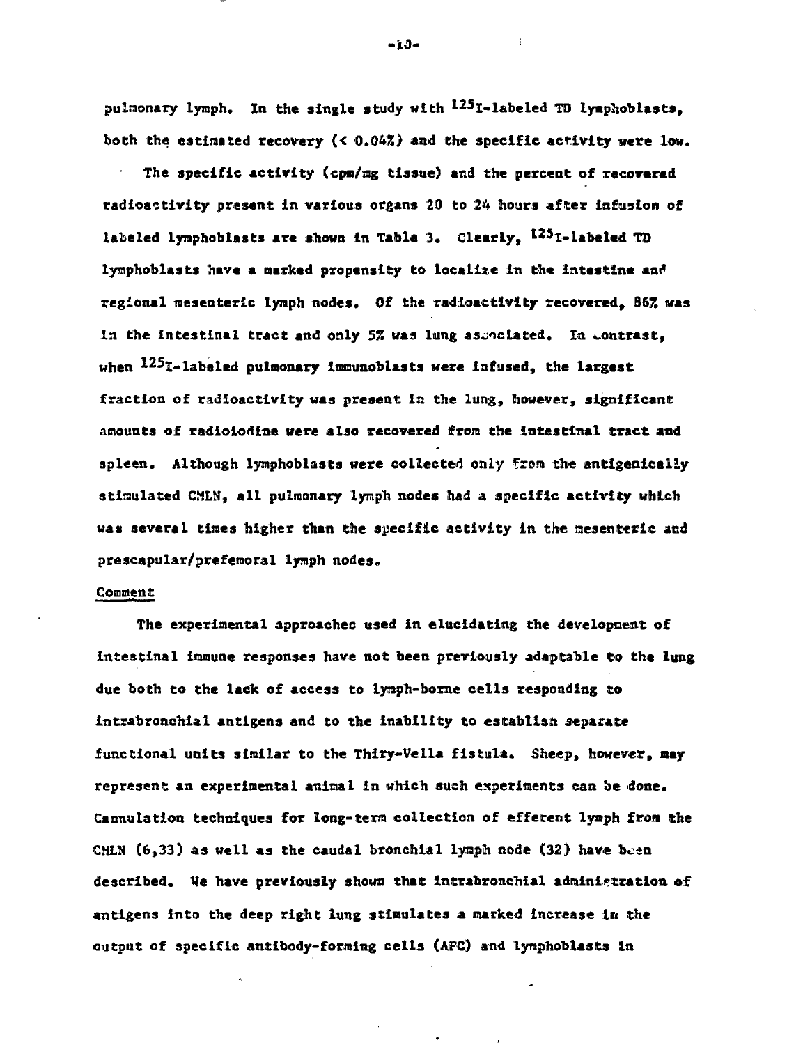pulmonary lymph. In the single study with $^{125}I$-labeled TD lymphoblasts, both the estimated recovery (< 0.04%) and the specific activity were low.

The specific activity (cpm/mg tissue) and the percent of recovered radioactivity present in various organs 20 to 24 hours after infusion of labeled lymphoblasts are shown in Table 3. Clearly, $^{125}I$-labeled TD lymphoblasts have a marked propensity to localize in the intestine and regional mesenteric lymph nodes. Of the radioactivity recovered, 86% was in the intestinal tract and only 5% was lung associated. In contrast, when $^{125}I$-labeled pulmonary immunoblasts were infused, the largest fraction of radioactivity was present in the lung, however, significant amounts of radioiodine were also recovered from the intestinal tract and spleen. Although lymphoblasts were collected only from the antigenically stimulated CMLN, all pulmonary lymph nodes had a specific activity which was several times higher than the specific activity in the mesenteric and prescapular/prefemoral lymph nodes.

## Comment

The experimental approaches used in elucidating the development of intestinal immune responses have not been previously adaptable to the lung due both to the lack of access to lymph-borne cells responding to intrabronchial antigens and to the inability to establish separate functional units similar to the Thiry-Vella fistula. Sheep, however, may represent an experimental animal in which such experiments can be done. Cannulation techniques for long-term collection of efferent lymph from the CMLN (6,33) as well as the caudal bronchial lymph node (32) have been described. We have previously shown that intrabronchial administration of antigens into the deep right lung stimulates a marked increase in the output of specific antibody-forming cells (AFC) and lymphoblasts in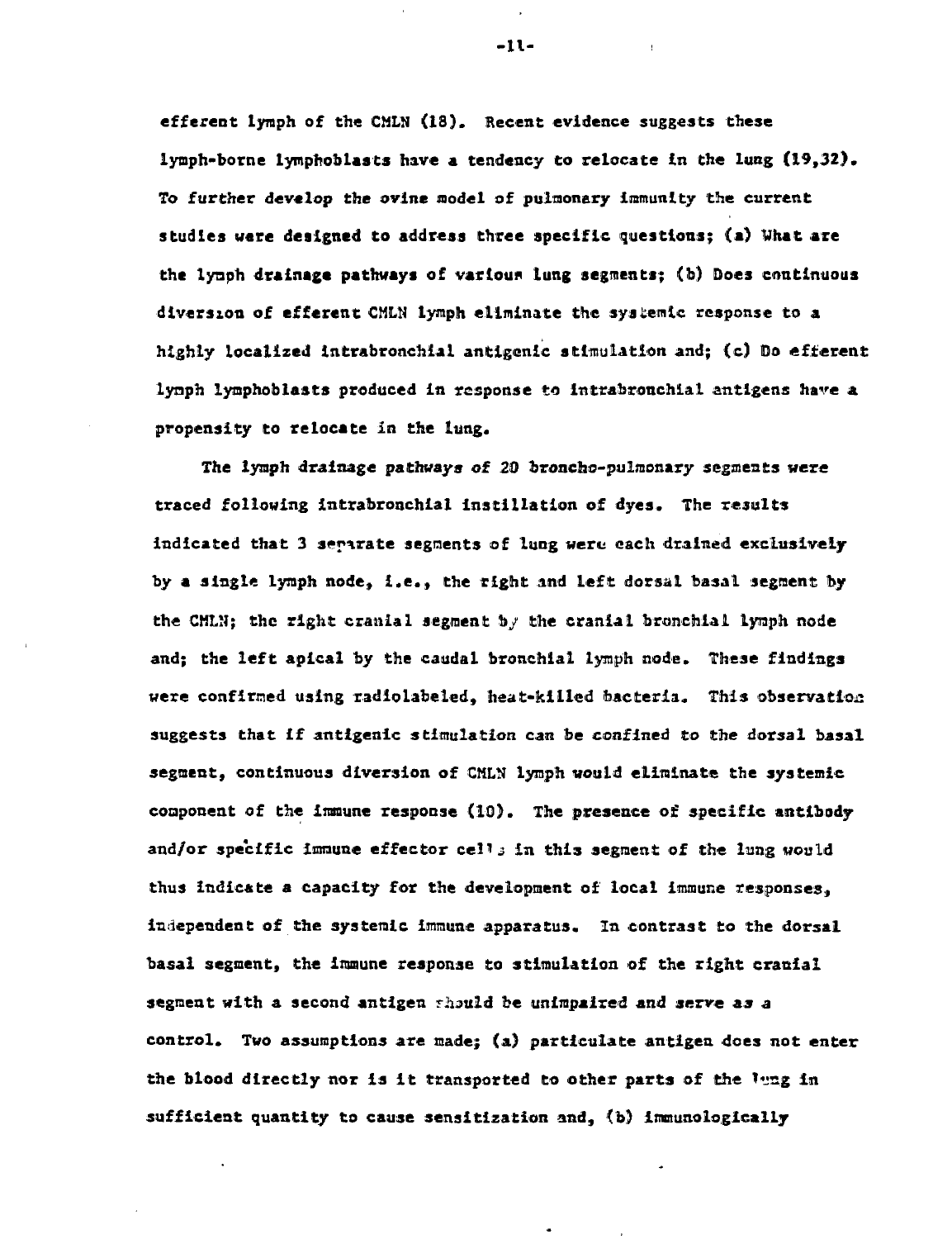efferent lymph of the CMLN (18). Recent evidence suggests these lymph-borne lymphoblasts have a tendency to relocate in the lung (19,32). To further develop the ovine model of pulmonary immunity the current studies were designed to address three specific questions; (a) What are the lymph drainage pathways of various lung segments; (b) Does continuous diversion of efferent CMLN lymph eliminate the systemic response to a highly localized intrabronchial antigenic stimulation and; (c) Do efferent lymph lymphoblasts produced in response to intrabronchial antigens have a propensity to relocate in the lung.

The lymph drainage pathways of 20 broncho-pulmonary segments were traced following intrabronchial instillation of dyes. The results indicated that 3 separate segments of lung were each drained exclusively by a single lymph node, i.e., the right and left dorsal basal segment by the CMLN; the right cranial segment by the cranial bronchial lymph node and; the left apical by the caudal bronchial lymph node. These findings were confirmed using radiolabeled, heat-killed bacteria. This observation suggests that if antigenic stimulation can be confined to the dorsal basal segment, continuous diversion of CMLN lymph would eliminate the systemic component of the immune response (10). The presence of specific antibody and/or specific immune effector cells in this segment of the lung would thus indicate a capacity for the development of local immune responses, independent of the systemic immune apparatus. In contrast to the dorsal basal segment, the immune response to stimulation of the right cranial segment with a second antigen should be unimpaired and serve as a control. Two assumptions are made; (a) particulate antigen does not enter the blood directly nor is it transported to other parts of the lung in sufficient quantity to cause sensitization and, (b) immunologically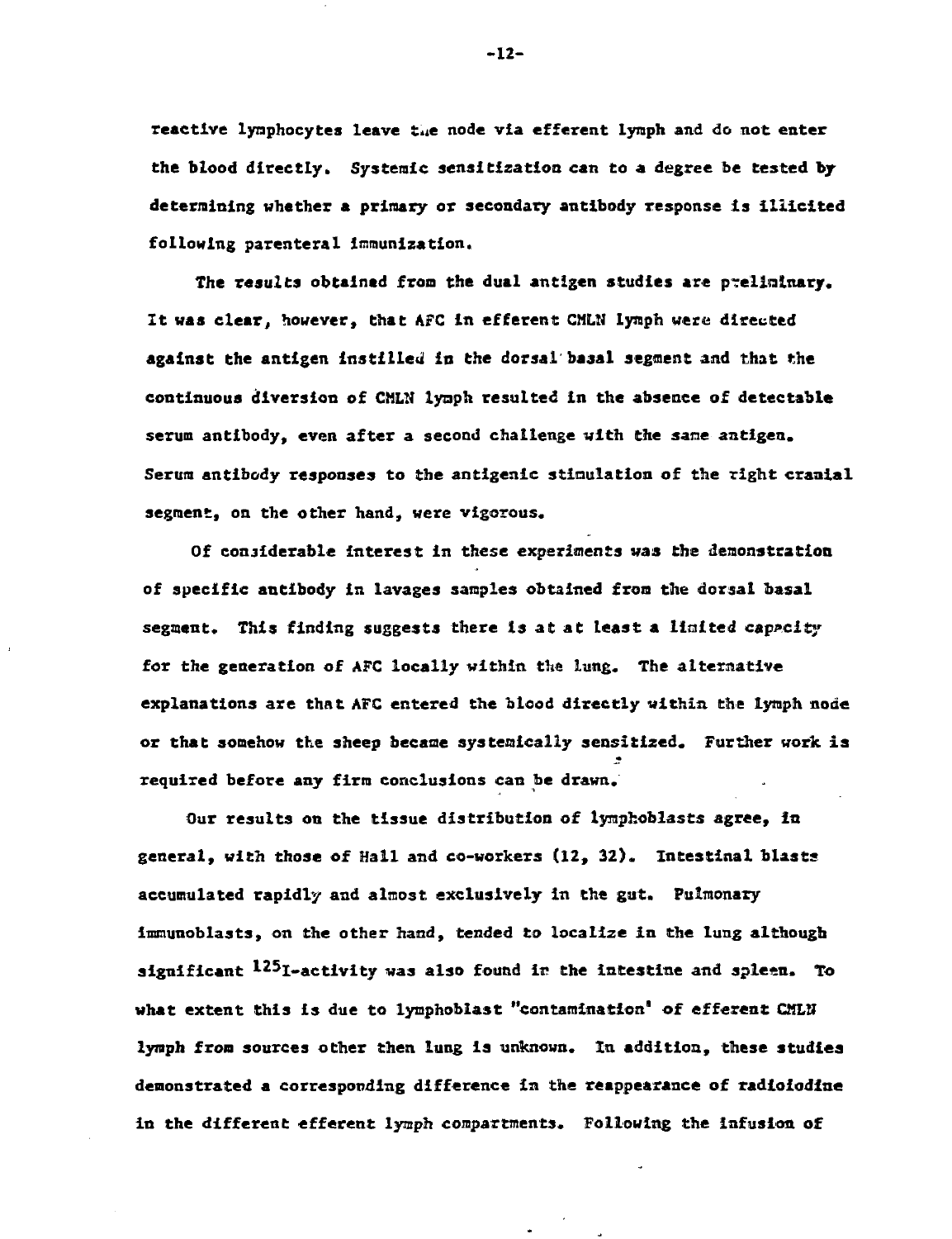reactive lymphocytes leave the node via efferent lymph and do not enter the blood directly. Systemic sensitization can to a degree be tested by determining whether a primary or secondary antibody response is illicited following parenteral immunization.

The results obtained from the dual antigen studies are preliminary. It was clear, however, that AFC in efferent CMLN lymph were directed against the antigen instilled in the dorsal basal segment and that the continuous diversion of CMLN lymph resulted in the absence of detectable serum antibody, even after a second challenge with the same antigen. Serum antibody responses to the antigenic stimulation of the right cranial segment, on the other hand, were vigorous.

Of considerable interest in these experiments was the demonstration of specific antibody in lavages samples obtained from the dorsal basal segment. This finding suggests there is at at least a limited capacity for the generation of AFC locally within the lung. The alternative explanations are that AFC entered the blood directly within the lymph node or that somehow the sheep became systemically sensitized. Further work is required before any firm conclusions can be drawn.

Our results on the tissue distribution of lymphoblasts agree, in general, with those of Hall and co-workers (12, 32). Intestinal blasts accumulated rapidly and almost exclusively in the gut. Pulmonary immunoblasts, on the other hand, tended to localize in the lung although significant $^{125}$I-activity was also found in the intestine and spleen. To what extent this is due to lymphoblast "contamination' of efferent CMLN lymph from sources other then lung is unknown. In addition, these studies demonstrated a corresponding difference in the reappearance of radioiodine in the different efferent lymph compartments. Following the infusion of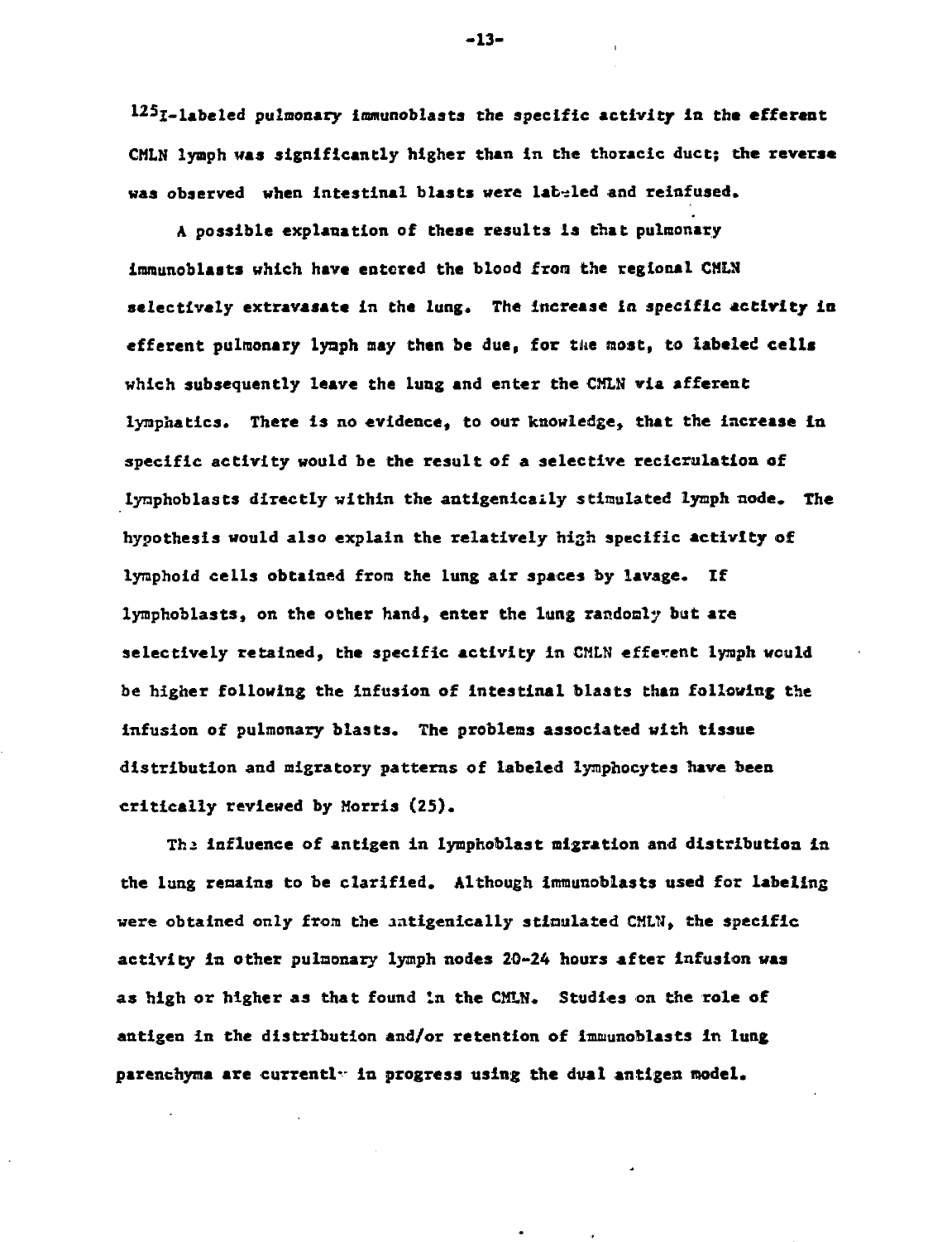$^{125}$I-labeled pulmonary immunoblasts the specific activity in the efferent CMLN lymph was significantly higher than in the thoracic duct; the reverse was observed when intestinal blasts were labeled and reinfused.

A possible explanation of these results is that pulmonary immunoblasts which have entered the blood from the regional CMLN selectively extravasate in the lung. The increase in specific activity in efferent pulmonary lymph may then be due, for the most, to labeled cells which subsequently leave the lung and enter the CMLN via afferent lymphatics. There is no evidence, to our knowledge, that the increase in specific activity would be the result of a selective recicrulation of lymphoblasts directly within the antigenically stimulated lymph node. The hypothesis would also explain the relatively high specific activity of lymphoid cells obtained from the lung air spaces by lavage. If lymphoblasts, on the other hand, enter the lung randomly but are selectively retained, the specific activity in CMLN efferent lymph would be higher following the infusion of intestinal blasts than following the infusion of pulmonary blasts. The problems associated with tissue distribution and migratory patterns of labeled lymphocytes have been critically reviewed by Morris (25).

The influence of antigen in lymphoblast migration and distribution in the lung remains to be clarified. Although immunoblasts used for labeling were obtained only from the antigenically stimulated CMLN, the specific activity in other pulmonary lymph nodes 20-24 hours after infusion was as high or higher as that found in the CMLN. Studies on the role of antigen in the distribution and/or retention of immunoblasts in lung parenchyma are currently in progress using the dual antigen model.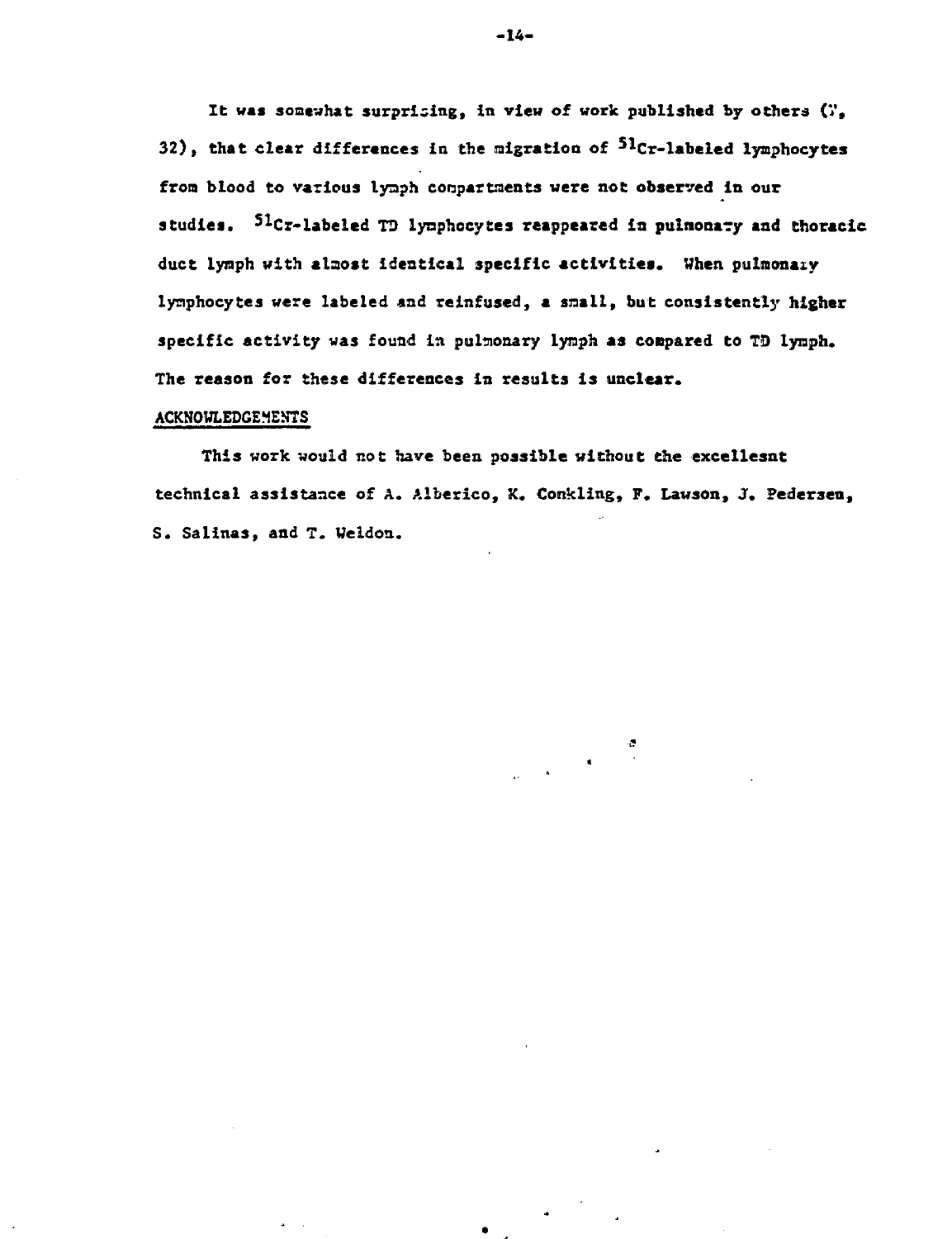It was somewhat surprising, in view of work published by others (?, 32), that clear differences in the migration of $^{51}Cr$-labeled lymphocytes from blood to various lymph compartments were not observed in our studies. $^{51}Cr$-labeled TD lymphocytes reappeared in pulmonary and thoracic duct lymph with almost identical specific activities. When pulmonary lymphocytes were labeled and reinfused, a small, but consistently higher specific activity was found in pulmonary lymph as compared to TD lymph. The reason for these differences in results is unclear.

## ACKNOWLEDGEMENTS

This work would not have been possible without the excellesnt technical assistance of A. Alberico, K. Conkling, F. Lawson, J. Pedersen, S. Salinas, and T. Weldon.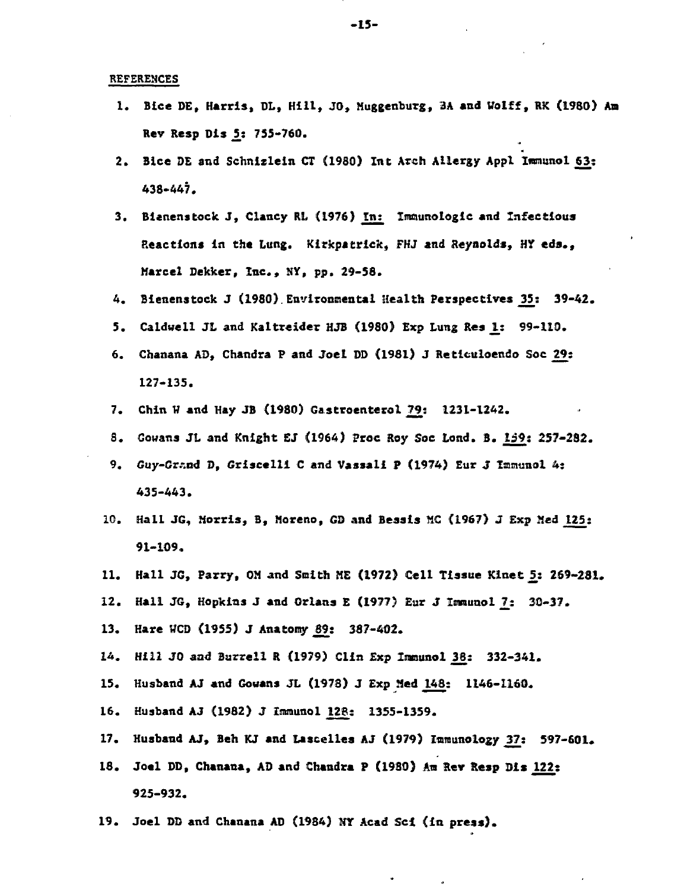REFERENCES

1. Bice DE, Harris, DL, Hill, JO, Muggenburg, BA and Wolff, RK (1980) Am Rev Resp Dis 5: 755-760.
2. Bice DE and Schnizlein CT (1980) Int Arch Allergy Appl Immunol 63: 438-447.
3. Bienenstock J, Clancy RL (1976) In: Immunologic and Infectious Reactions in the Lung. Kirkpatrick, FHJ and Reynolds, HY eds., Marcel Dekker, Inc., NY, pp. 29-58.
4. Bienenstock J (1980) Environmental Health Perspectives 35: 39-42.
5. Caldwell JL and Kaltreider HJB (1980) Exp Lung Res 1: 99-110.
6. Chanana AD, Chandra P and Joel DD (1981) J Reticuloendo Soc 29: 127-135.
7. Chin W and Hay JB (1980) Gastroenterol 79: 1231-1242.
8. Gowans JL and Knight EJ (1964) Proc Roy Soc Lond. B. 159: 257-282.
9. Guy-Grand D, Griscelli C and Vassali P (1974) Eur J Immunol 4: 435-443.
10. Hall JG, Morris, B, Moreno, GD and Bessis MC (1967) J Exp Med 125: 91-109.
11. Hall JG, Parry, OM and Smith ME (1972) Cell Tissue Kinet 5: 269-281.
12. Hall JG, Hopkins J and Orlans E (1977) Eur J Immunol 7: 30-37.
13. Hare WCD (1955) J Anatomy 89: 387-402.
14. Hill JO and Burrell R (1979) Clin Exp Immunol 38: 332-341.
15. Husband AJ and Gowans JL (1978) J Exp Med 148: 1146-1160.
16. Husband AJ (1982) J Immunol 128: 1355-1359.
17. Husband AJ, Beh KJ and Lascelles AJ (1979) Immunology 37: 597-601.
18. Joel DD, Chanana, AD and Chandra P (1980) Am Rev Resp Dis 122: 925-932.
19. Joel DD and Chanana AD (1984) NY Acad Sci (in press).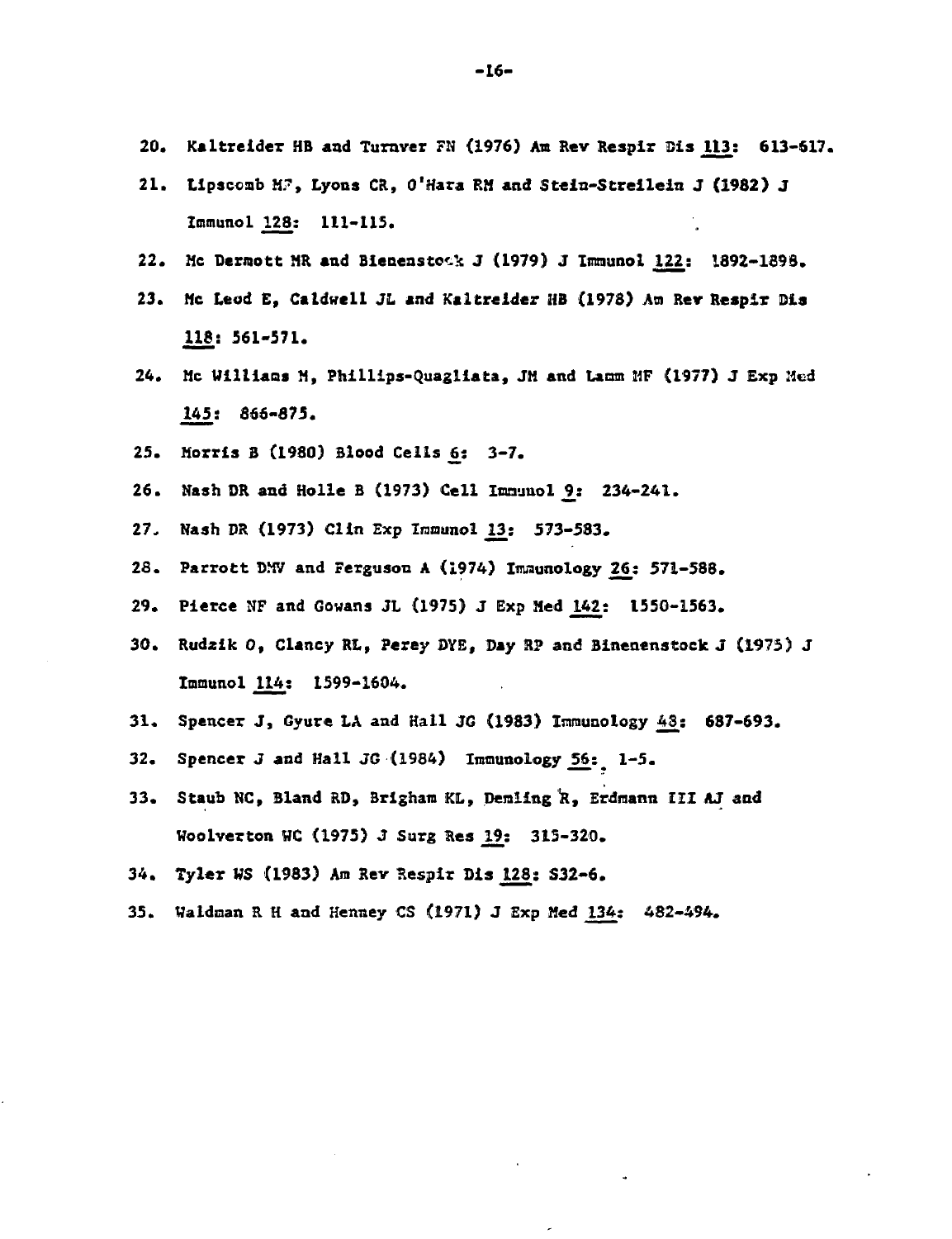20. Kaltreider HB and Turnver FN (1976) Am Rev Respir Dis 113: 613-617.
21. Lipscomb MF, Lyons CR, O'Hara RM and Stein-Streilein J (1982) J Immunol 128: 111-115.
22. Mc Dermott MR and Bienenstock J (1979) J Immunol 122: 1892-1898.
23. Mc Leod E, Caldwell JL and Kaltreider HB (1978) Am Rev Respir Dis 118: 561-571.
24. Mc Williams M, Phillips-Quagliata, JM and Lamm MF (1977) J Exp Med 145: 866-875.
25. Morris B (1980) Blood Cells 6: 3-7.
26. Nash DR and Holle B (1973) Cell Immunol 9: 234-241.
27. Nash DR (1973) Clin Exp Immunol 13: 573-583.
28. Parrott DMV and Ferguson A (1974) Immunology 26: 571-588.
29. Pierce NF and Gowans JL (1975) J Exp Med 142: 1550-1563.
30. Rudzik O, Clancy RL, Perey DYE, Day RP and Binenenstock J (1975) J Immunol 114: 1599-1604.
31. Spencer J, Gyure LA and Hall JG (1983) Immunology 48: 687-693.
32. Spencer J and Hall JG (1984) Immunology 56: 1-5.
33. Staub NC, Bland RD, Brigham KL, Demling R, Erdmann III AJ and Woolverton WC (1975) J Surg Res 19: 315-320.
34. Tyler WS (1983) Am Rev Respir Dis 128: S32-6.
35. Waldman R H and Henney CS (1971) J Exp Med 134: 482-494.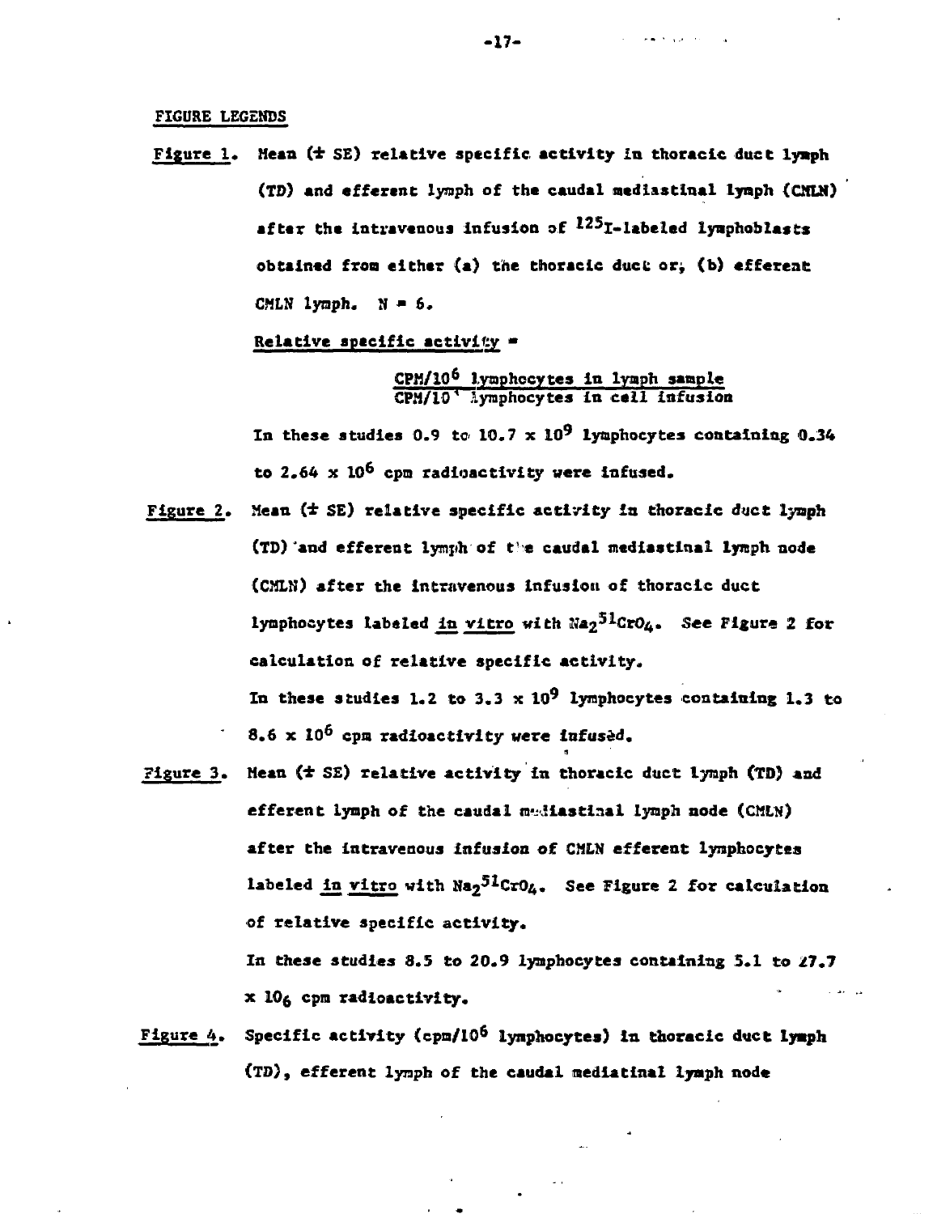## FIGURE LEGENDS

Figure 1. Mean (± SE) relative specific activity in thoracic duct lymph (TD) and efferent lymph of the caudal mediastinal lymph (CMLN) after the intravenous infusion of $^{125}$I-labeled lymphoblasts obtained from either (a) the thoracic duct or, (b) efferent CMLN lymph. N = 6.

Relative specific activity =

$$\frac{\text{CPM}/10^6 \text{ lymphocytes in lymph sample}}{\text{CPM}/10^6 \text{ lymphocytes in cell infusion}}$$

In these studies 0.9 to 10.7 x $10^9$ lymphocytes containing 0.34 to 2.64 x $10^6$ cpm radioactivity were infused.

Figure 2. Mean (± SE) relative specific activity in thoracic duct lymph (TD) and efferent lymph of the caudal mediastinal lymph node (CMLN) after the intravenous infusion of thoracic duct lymphocytes labeled *in vitro* with $Na_2{}^{51}CrO_4$. See Figure 2 for calculation of relative specific activity.

In these studies 1.2 to 3.3 x $10^9$ lymphocytes containing 1.3 to 8.6 x $10^6$ cpm radioactivity were infused.

Figure 3. Mean (± SE) relative activity in thoracic duct lymph (TD) and efferent lymph of the caudal mediastinal lymph node (CMLN) after the intravenous infusion of CMLN efferent lymphocytes labeled *in vitro* with $Na_2{}^{51}CrO_4$. See Figure 2 for calculation of relative specific activity.

In these studies 8.5 to 20.9 lymphocytes containing 5.1 to 27.7 x $10_6$ cpm radioactivity.

Figure 4. Specific activity (cpm/$10^6$ lymphocytes) in thoracic duct lymph (TD), efferent lymph of the caudal mediatinal lymph node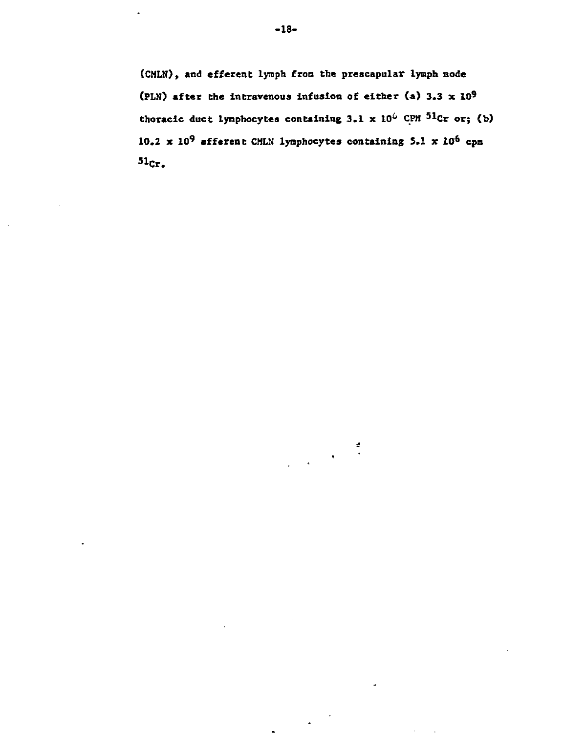(CMLN), and efferent lymph from the prescapular lymph node (PLN) after the intravenous infusion of either (a) $3.3 \times 10^9$ thoracic duct lymphocytes containing $3.1 \times 10^6$ CPM $^{51}Cr$ or; (b) $10.2 \times 10^9$ efferent CMLN lymphocytes containing $5.1 \times 10^6$ cpm $^{51}Cr$.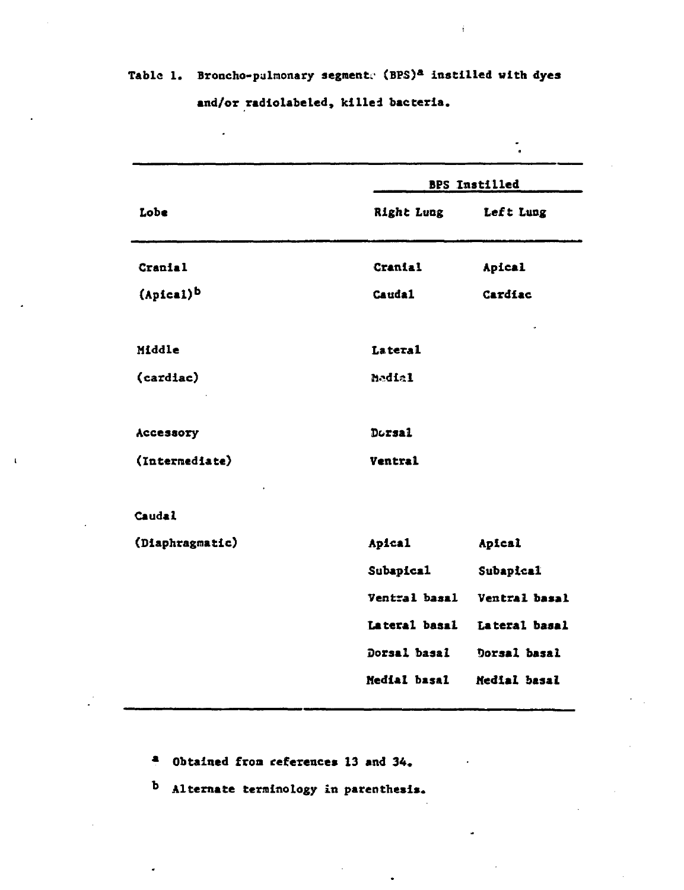Table 1. Broncho-pulmonary segments (BPS)[a] instilled with dyes and/or radiolabeled, killed bacteria.

| Lobe | BPS Instilled | |
|---|---|---|
| | Right Lung | Left Lung |
| Cranial | Cranial | Apical |
| (Apical)[b] | Caudal | Cardiac |
| Middle | Lateral | |
| (cardiac) | Medial | |
| Accessory | Dorsal | |
| (Intermediate) | Ventral | |
| Caudal | | |
| (Diaphragmatic) | Apical | Apical |
| | Subapical | Subapical |
| | Ventral basal | Ventral basal |
| | Lateral basal | Lateral basal |
| | Dorsal basal | Dorsal basal |
| | Medial basal | Medial basal |

[a] Obtained from references 13 and 34.

[b] Alternate terminology in parenthesis.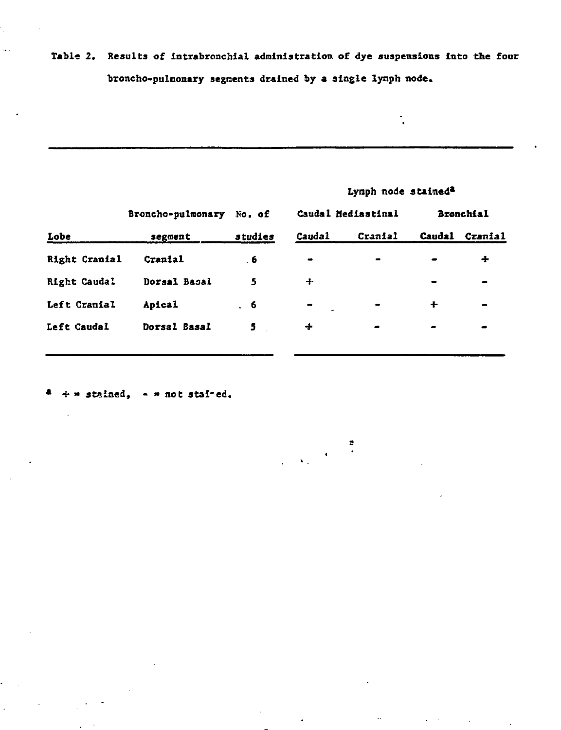Table 2. Results of intrabronchial administration of dye suspensions into the four broncho-pulmonary segments drained by a single lymph node.

| Lobe | Broncho-pulmonary segment | No. of studies | Lymph node stained[a] | | | |
|---|---|---|---|---|---|---|
| | | | Caudal Mediastinal | | Bronchial | |
| | | | Caudal | Cranial | Caudal | Cranial |
| Right Cranial | Cranial | 6 | - | - | - | + |
| Right Caudal | Dorsal Basal | 5 | + | | - | - |
| Left Cranial | Apical | 6 | - | - | + | - |
| Left Caudal | Dorsal Basal | 5 | + | - | - | - |

[a] + = stained, - = not stai-ed.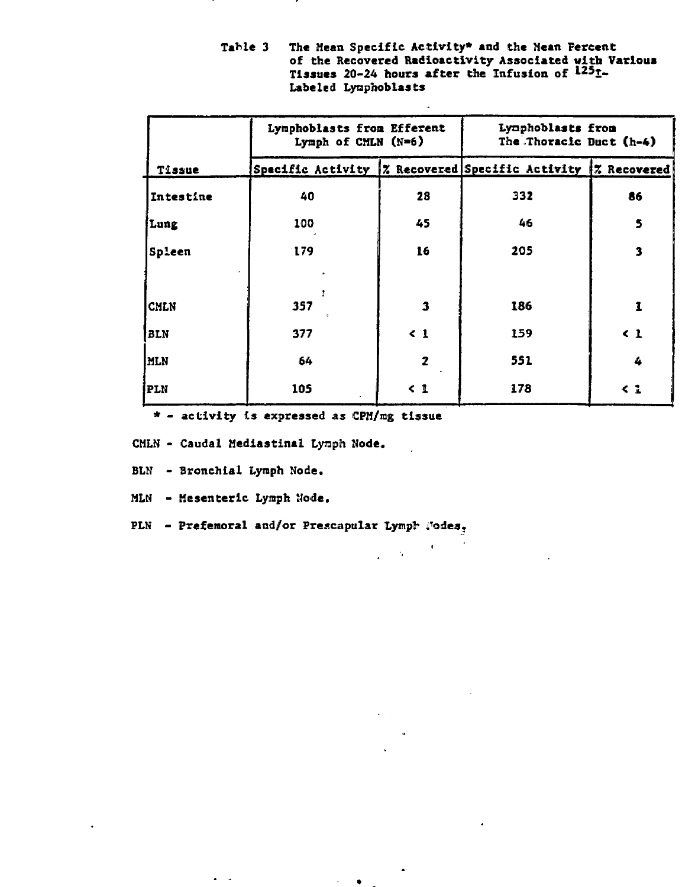Table 3 The Mean Specific Activity* and the Mean Percent of the Recovered Radioactivity Associated with Various Tissues 20-24 hours after the Infusion of $^{125}I$-Labeled Lymphoblasts

| | Lymphoblasts from Efferent Lymph of CMLN (N=6) | | Lymphoblasts from The Thoracic Duct (N=4) | |
|---|---|---|---|---|
| Tissue | Specific Activity | % Recovered | Specific Activity | % Recovered |
| Intestine | 40 | 28 | 332 | 86 |
| Lung | 100 | 45 | 46 | 5 |
| Spleen | 179 | 16 | 205 | 3 |
| CMLN | 357 | 3 | 186 | 1 |
| BLN | 377 | < 1 | 159 | < 1 |
| MLN | 64 | 2 | 551 | 4 |
| PLN | 105 | < 1 | 178 | < 1 |

\* - activity is expressed as CPM/mg tissue

CMLN - Caudal Mediastinal Lymph Node.

BLN - Bronchial Lymph Node.

MLN - Mesenteric Lymph Node.

PLN - Prefemoral and/or Prescapular Lymph Nodes.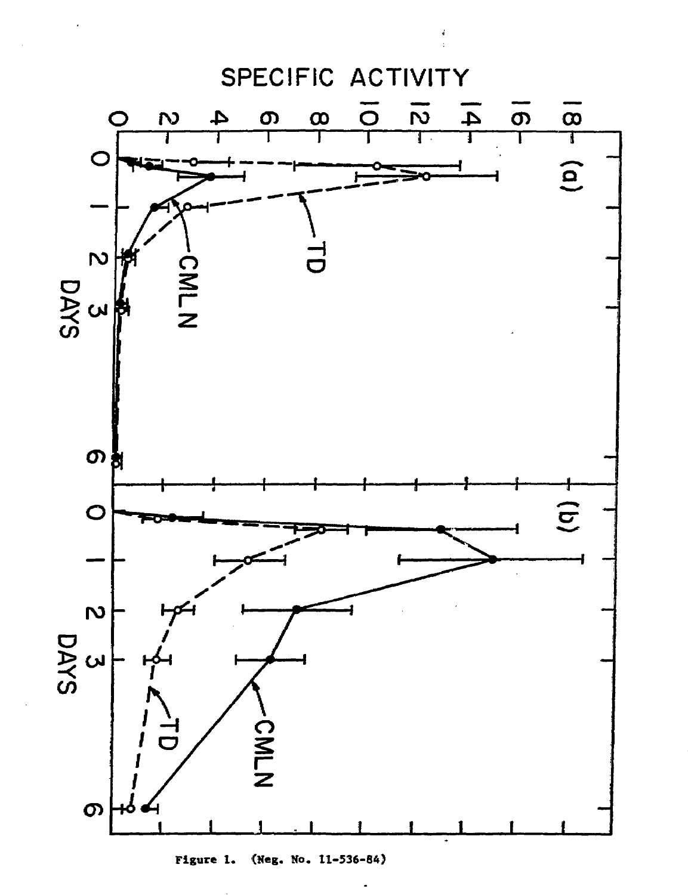Figure 1. (Neg. No. 11-536-84)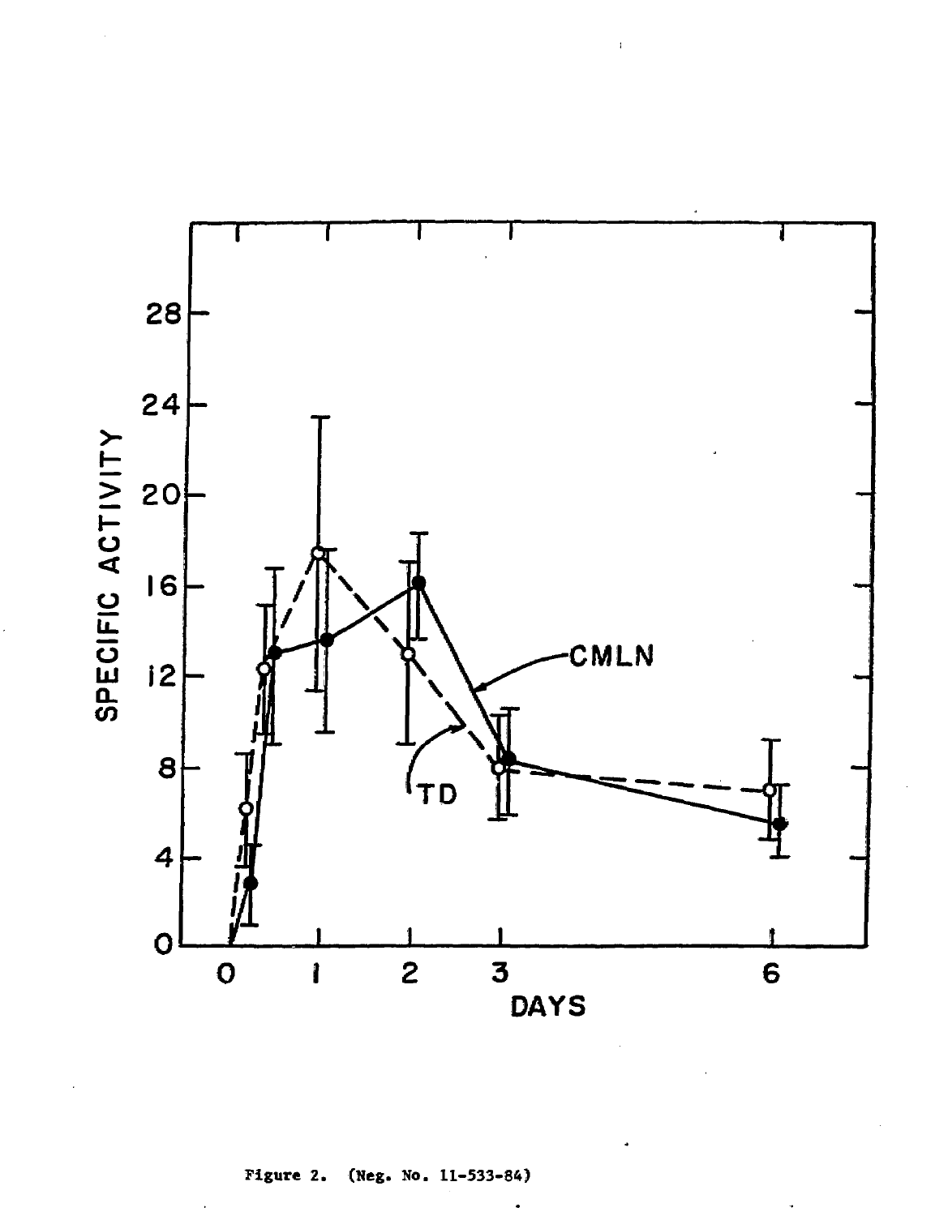Figure 2. (Neg. No. 11-533-84)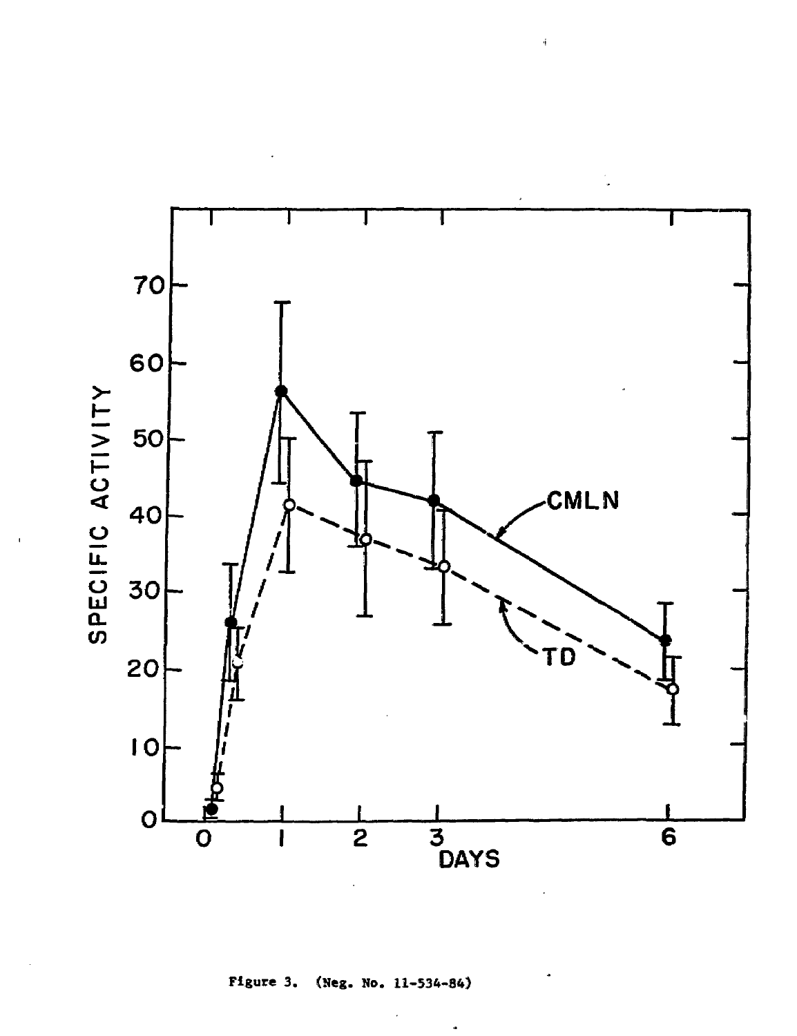SPECIFIC ACTIVITY

70

60

50

40

30

20

10

0

0 1 2 3 6

DAYS

CMLN

TD

Figure 3. (Neg. No. 11-534-84)